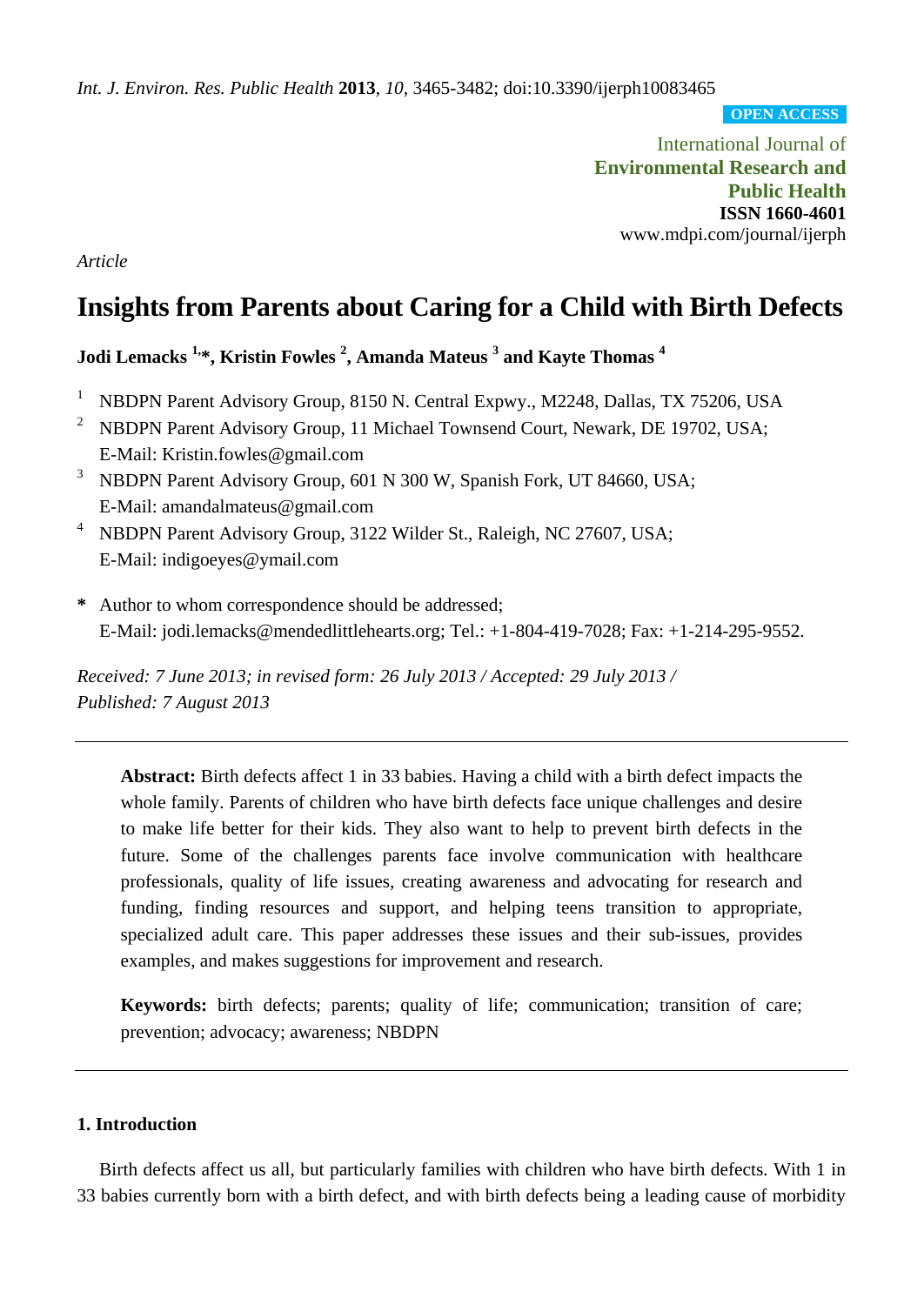*Int. J. Environ. Res. Public Health* **2013**, *10*, 3465-3482; doi:10.3390/ijerph10083465

**OPEN ACCESS**

International Journal of
**Environmental Research and Public Health**
**ISSN 1660-4601**
www.mdpi.com/journal/ijerph

*Article*

# Insights from Parents about Caring for a Child with Birth Defects

**Jodi Lemacks [1,*], Kristin Fowles [2], Amanda Mateus [3] and Kayte Thomas [4]**

[1] NBDPN Parent Advisory Group, 8150 N. Central Expwy., M2248, Dallas, TX 75206, USA
[2] NBDPN Parent Advisory Group, 11 Michael Townsend Court, Newark, DE 19702, USA; E-Mail: Kristin.fowles@gmail.com
[3] NBDPN Parent Advisory Group, 601 N 300 W, Spanish Fork, UT 84660, USA; E-Mail: amandalmateus@gmail.com
[4] NBDPN Parent Advisory Group, 3122 Wilder St., Raleigh, NC 27607, USA; E-Mail: indigoeyes@ymail.com

**\*** Author to whom correspondence should be addressed; E-Mail: jodi.lemacks@mendedlittlehearts.org; Tel.: +1-804-419-7028; Fax: +1-214-295-9552.

*Received: 7 June 2013; in revised form: 26 July 2013 / Accepted: 29 July 2013 / Published: 7 August 2013*

---

**Abstract:** Birth defects affect 1 in 33 babies. Having a child with a birth defect impacts the whole family. Parents of children who have birth defects face unique challenges and desire to make life better for their kids. They also want to help to prevent birth defects in the future. Some of the challenges parents face involve communication with healthcare professionals, quality of life issues, creating awareness and advocating for research and funding, finding resources and support, and helping teens transition to appropriate, specialized adult care. This paper addresses these issues and their sub-issues, provides examples, and makes suggestions for improvement and research.

**Keywords:** birth defects; parents; quality of life; communication; transition of care; prevention; advocacy; awareness; NBDPN

---

## 1. Introduction

Birth defects affect us all, but particularly families with children who have birth defects. With 1 in 33 babies currently born with a birth defect, and with birth defects being a leading cause of morbidity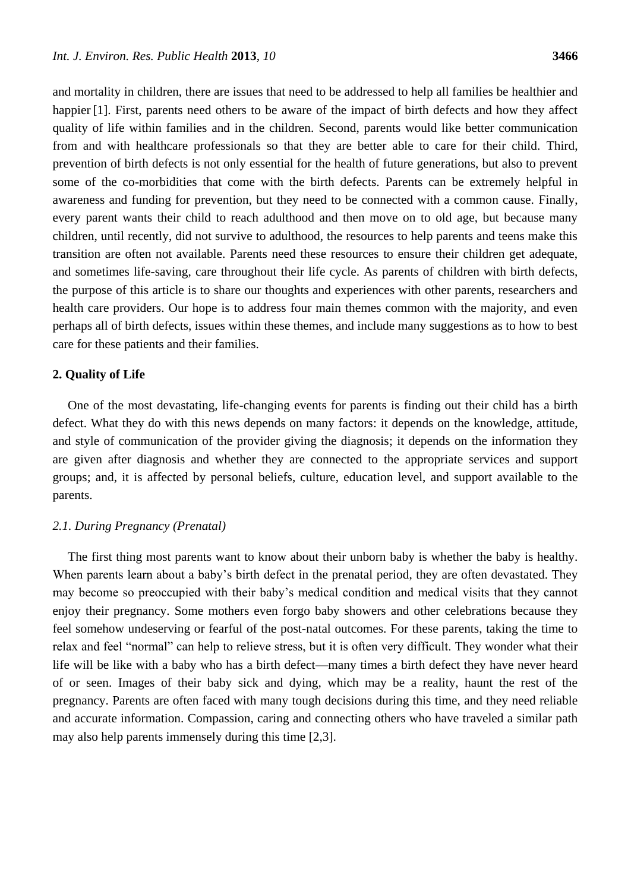and mortality in children, there are issues that need to be addressed to help all families be healthier and happier [1]. First, parents need others to be aware of the impact of birth defects and how they affect quality of life within families and in the children. Second, parents would like better communication from and with healthcare professionals so that they are better able to care for their child. Third, prevention of birth defects is not only essential for the health of future generations, but also to prevent some of the co-morbidities that come with the birth defects. Parents can be extremely helpful in awareness and funding for prevention, but they need to be connected with a common cause. Finally, every parent wants their child to reach adulthood and then move on to old age, but because many children, until recently, did not survive to adulthood, the resources to help parents and teens make this transition are often not available. Parents need these resources to ensure their children get adequate, and sometimes life-saving, care throughout their life cycle. As parents of children with birth defects, the purpose of this article is to share our thoughts and experiences with other parents, researchers and health care providers. Our hope is to address four main themes common with the majority, and even perhaps all of birth defects, issues within these themes, and include many suggestions as to how to best care for these patients and their families.

## 2. Quality of Life

One of the most devastating, life-changing events for parents is finding out their child has a birth defect. What they do with this news depends on many factors: it depends on the knowledge, attitude, and style of communication of the provider giving the diagnosis; it depends on the information they are given after diagnosis and whether they are connected to the appropriate services and support groups; and, it is affected by personal beliefs, culture, education level, and support available to the parents.

### *2.1. During Pregnancy (Prenatal)*

The first thing most parents want to know about their unborn baby is whether the baby is healthy. When parents learn about a baby's birth defect in the prenatal period, they are often devastated. They may become so preoccupied with their baby's medical condition and medical visits that they cannot enjoy their pregnancy. Some mothers even forgo baby showers and other celebrations because they feel somehow undeserving or fearful of the post-natal outcomes. For these parents, taking the time to relax and feel "normal" can help to relieve stress, but it is often very difficult. They wonder what their life will be like with a baby who has a birth defect—many times a birth defect they have never heard of or seen. Images of their baby sick and dying, which may be a reality, haunt the rest of the pregnancy. Parents are often faced with many tough decisions during this time, and they need reliable and accurate information. Compassion, caring and connecting others who have traveled a similar path may also help parents immensely during this time [2,3].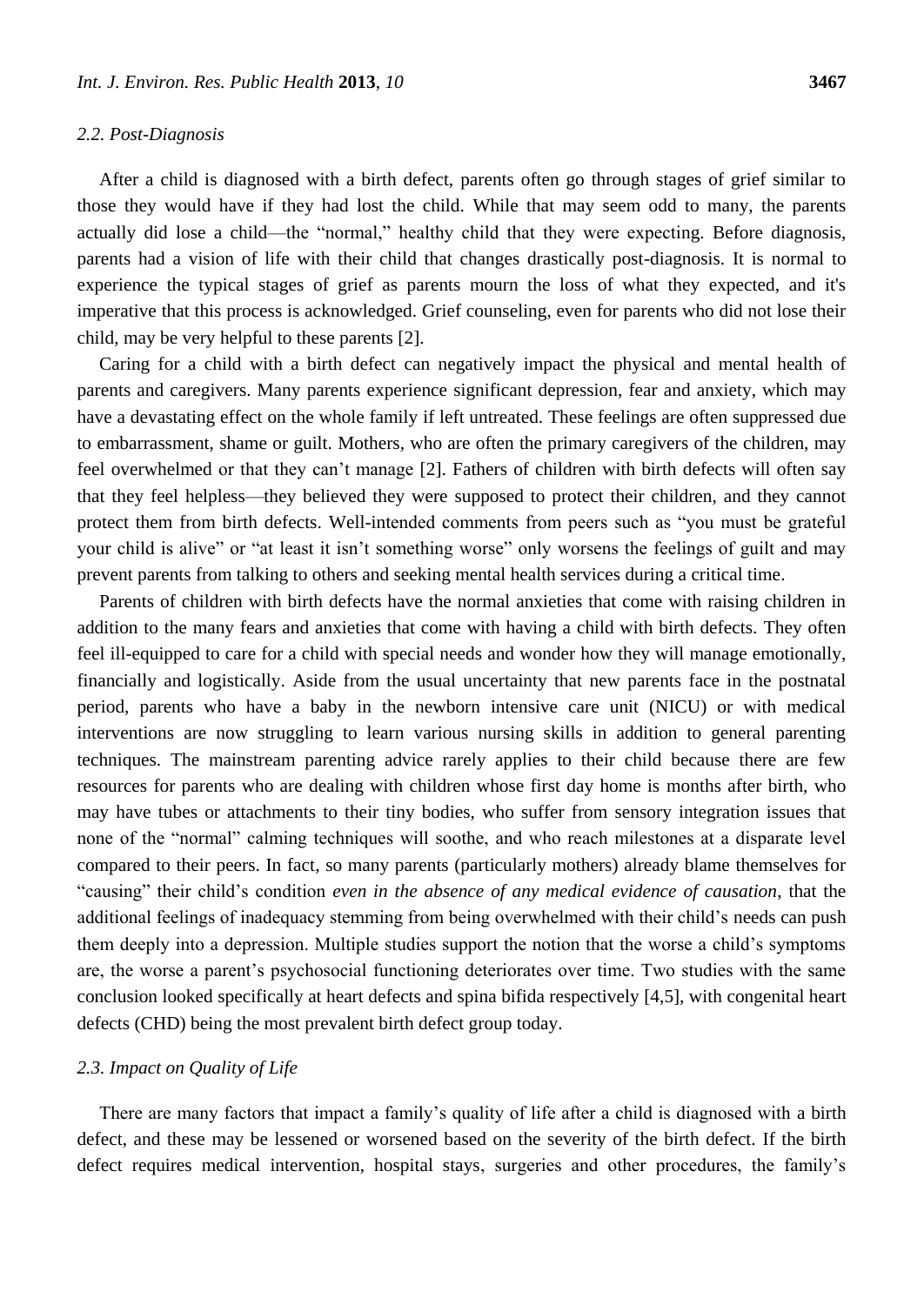### 2.2. Post-Diagnosis

After a child is diagnosed with a birth defect, parents often go through stages of grief similar to those they would have if they had lost the child. While that may seem odd to many, the parents actually did lose a child—the "normal," healthy child that they were expecting. Before diagnosis, parents had a vision of life with their child that changes drastically post-diagnosis. It is normal to experience the typical stages of grief as parents mourn the loss of what they expected, and it's imperative that this process is acknowledged. Grief counseling, even for parents who did not lose their child, may be very helpful to these parents [2].

Caring for a child with a birth defect can negatively impact the physical and mental health of parents and caregivers. Many parents experience significant depression, fear and anxiety, which may have a devastating effect on the whole family if left untreated. These feelings are often suppressed due to embarrassment, shame or guilt. Mothers, who are often the primary caregivers of the children, may feel overwhelmed or that they can't manage [2]. Fathers of children with birth defects will often say that they feel helpless—they believed they were supposed to protect their children, and they cannot protect them from birth defects. Well-intended comments from peers such as "you must be grateful your child is alive" or "at least it isn't something worse" only worsens the feelings of guilt and may prevent parents from talking to others and seeking mental health services during a critical time.

Parents of children with birth defects have the normal anxieties that come with raising children in addition to the many fears and anxieties that come with having a child with birth defects. They often feel ill-equipped to care for a child with special needs and wonder how they will manage emotionally, financially and logistically. Aside from the usual uncertainty that new parents face in the postnatal period, parents who have a baby in the newborn intensive care unit (NICU) or with medical interventions are now struggling to learn various nursing skills in addition to general parenting techniques. The mainstream parenting advice rarely applies to their child because there are few resources for parents who are dealing with children whose first day home is months after birth, who may have tubes or attachments to their tiny bodies, who suffer from sensory integration issues that none of the "normal" calming techniques will soothe, and who reach milestones at a disparate level compared to their peers. In fact, so many parents (particularly mothers) already blame themselves for "causing" their child's condition *even in the absence of any medical evidence of causation*, that the additional feelings of inadequacy stemming from being overwhelmed with their child's needs can push them deeply into a depression. Multiple studies support the notion that the worse a child's symptoms are, the worse a parent's psychosocial functioning deteriorates over time. Two studies with the same conclusion looked specifically at heart defects and spina bifida respectively [4,5], with congenital heart defects (CHD) being the most prevalent birth defect group today.

### 2.3. Impact on Quality of Life

There are many factors that impact a family's quality of life after a child is diagnosed with a birth defect, and these may be lessened or worsened based on the severity of the birth defect. If the birth defect requires medical intervention, hospital stays, surgeries and other procedures, the family's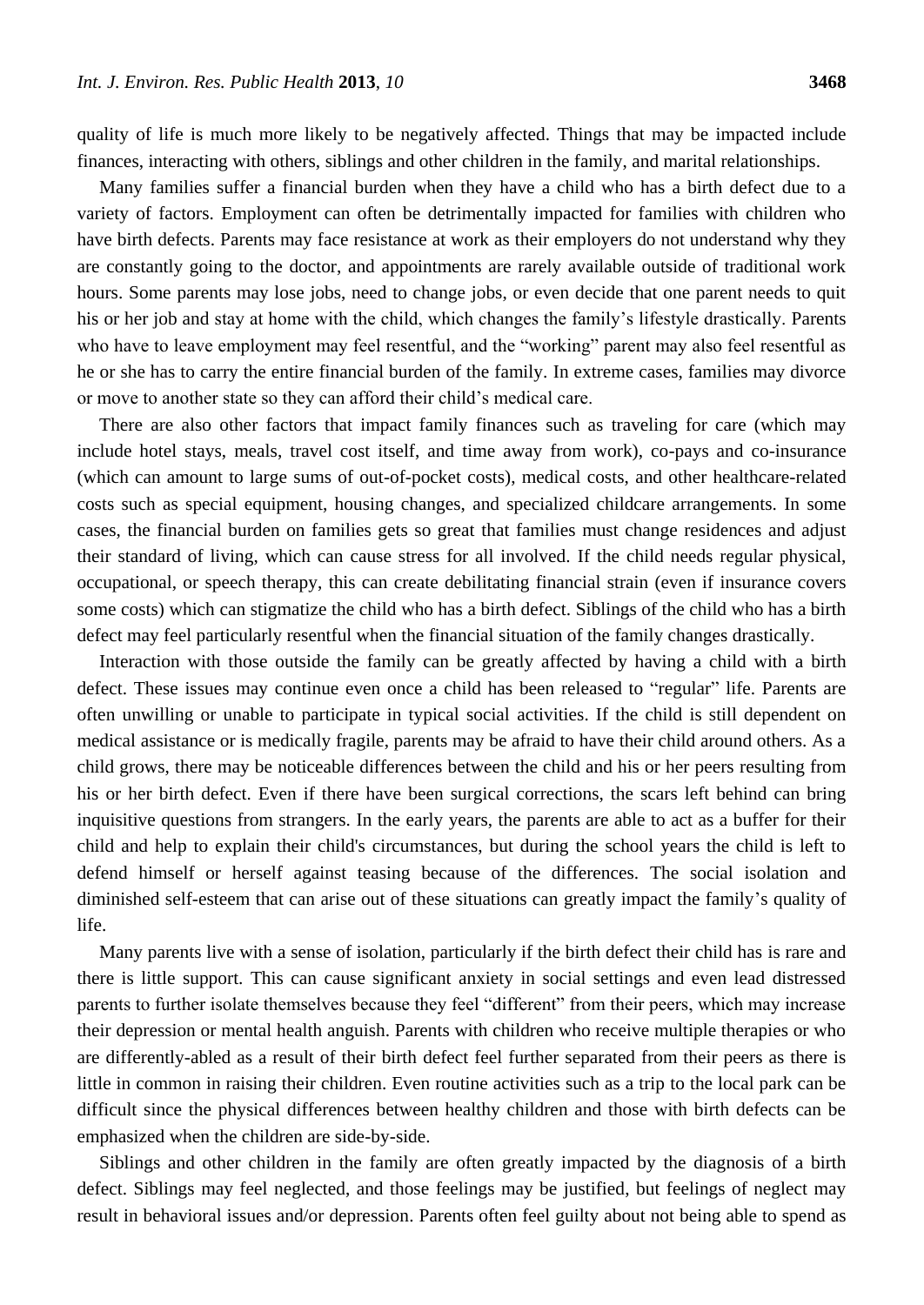quality of life is much more likely to be negatively affected. Things that may be impacted include finances, interacting with others, siblings and other children in the family, and marital relationships.

Many families suffer a financial burden when they have a child who has a birth defect due to a variety of factors. Employment can often be detrimentally impacted for families with children who have birth defects. Parents may face resistance at work as their employers do not understand why they are constantly going to the doctor, and appointments are rarely available outside of traditional work hours. Some parents may lose jobs, need to change jobs, or even decide that one parent needs to quit his or her job and stay at home with the child, which changes the family's lifestyle drastically. Parents who have to leave employment may feel resentful, and the "working" parent may also feel resentful as he or she has to carry the entire financial burden of the family. In extreme cases, families may divorce or move to another state so they can afford their child's medical care.

There are also other factors that impact family finances such as traveling for care (which may include hotel stays, meals, travel cost itself, and time away from work), co-pays and co-insurance (which can amount to large sums of out-of-pocket costs), medical costs, and other healthcare-related costs such as special equipment, housing changes, and specialized childcare arrangements. In some cases, the financial burden on families gets so great that families must change residences and adjust their standard of living, which can cause stress for all involved. If the child needs regular physical, occupational, or speech therapy, this can create debilitating financial strain (even if insurance covers some costs) which can stigmatize the child who has a birth defect. Siblings of the child who has a birth defect may feel particularly resentful when the financial situation of the family changes drastically.

Interaction with those outside the family can be greatly affected by having a child with a birth defect. These issues may continue even once a child has been released to "regular" life. Parents are often unwilling or unable to participate in typical social activities. If the child is still dependent on medical assistance or is medically fragile, parents may be afraid to have their child around others. As a child grows, there may be noticeable differences between the child and his or her peers resulting from his or her birth defect. Even if there have been surgical corrections, the scars left behind can bring inquisitive questions from strangers. In the early years, the parents are able to act as a buffer for their child and help to explain their child's circumstances, but during the school years the child is left to defend himself or herself against teasing because of the differences. The social isolation and diminished self-esteem that can arise out of these situations can greatly impact the family's quality of life.

Many parents live with a sense of isolation, particularly if the birth defect their child has is rare and there is little support. This can cause significant anxiety in social settings and even lead distressed parents to further isolate themselves because they feel "different" from their peers, which may increase their depression or mental health anguish. Parents with children who receive multiple therapies or who are differently-abled as a result of their birth defect feel further separated from their peers as there is little in common in raising their children. Even routine activities such as a trip to the local park can be difficult since the physical differences between healthy children and those with birth defects can be emphasized when the children are side-by-side.

Siblings and other children in the family are often greatly impacted by the diagnosis of a birth defect. Siblings may feel neglected, and those feelings may be justified, but feelings of neglect may result in behavioral issues and/or depression. Parents often feel guilty about not being able to spend as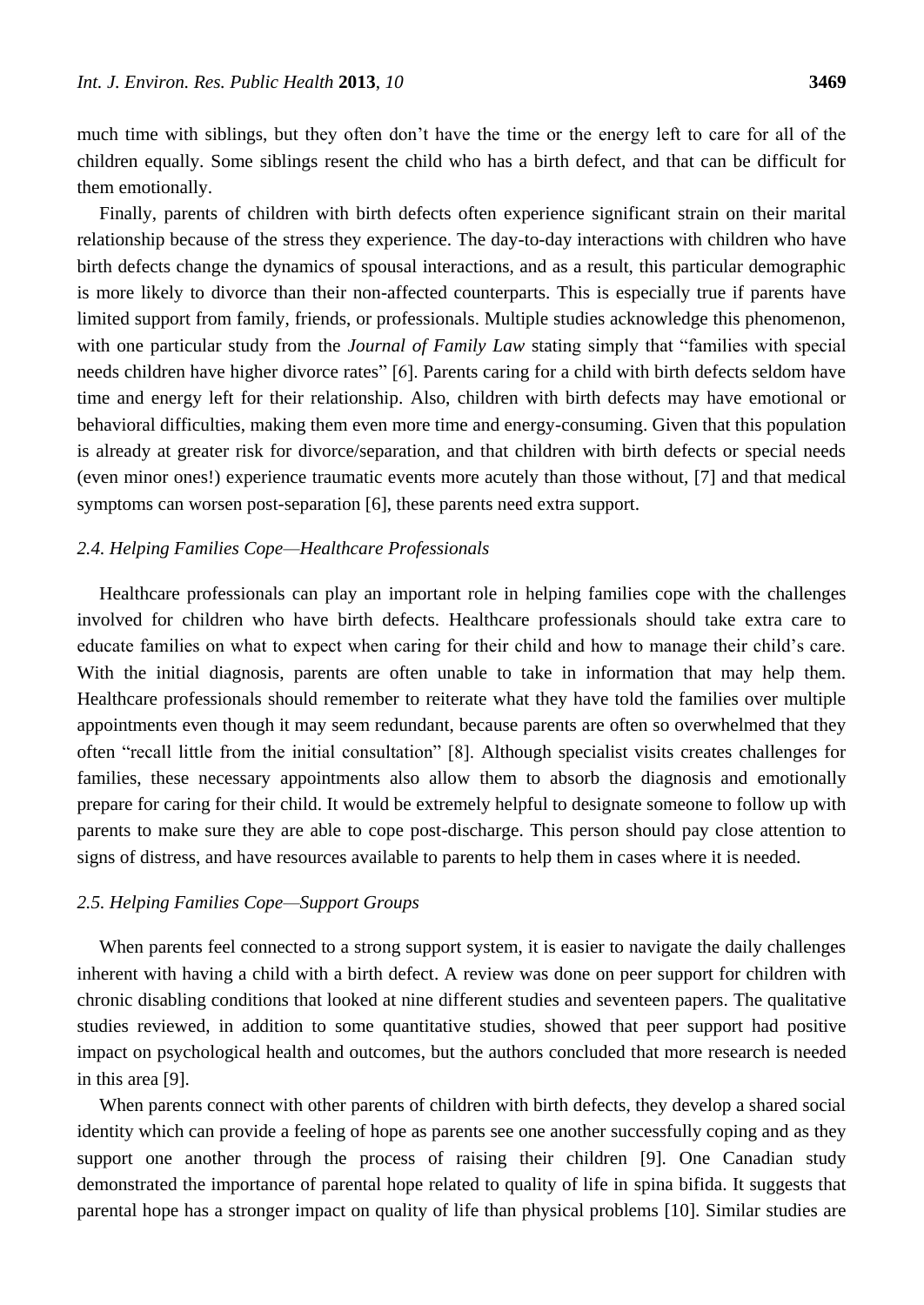much time with siblings, but they often don't have the time or the energy left to care for all of the children equally. Some siblings resent the child who has a birth defect, and that can be difficult for them emotionally.

Finally, parents of children with birth defects often experience significant strain on their marital relationship because of the stress they experience. The day-to-day interactions with children who have birth defects change the dynamics of spousal interactions, and as a result, this particular demographic is more likely to divorce than their non-affected counterparts. This is especially true if parents have limited support from family, friends, or professionals. Multiple studies acknowledge this phenomenon, with one particular study from the *Journal of Family Law* stating simply that "families with special needs children have higher divorce rates" [6]. Parents caring for a child with birth defects seldom have time and energy left for their relationship. Also, children with birth defects may have emotional or behavioral difficulties, making them even more time and energy-consuming. Given that this population is already at greater risk for divorce/separation, and that children with birth defects or special needs (even minor ones!) experience traumatic events more acutely than those without, [7] and that medical symptoms can worsen post-separation [6], these parents need extra support.

### *2.4. Helping Families Cope—Healthcare Professionals*

Healthcare professionals can play an important role in helping families cope with the challenges involved for children who have birth defects. Healthcare professionals should take extra care to educate families on what to expect when caring for their child and how to manage their child's care. With the initial diagnosis, parents are often unable to take in information that may help them. Healthcare professionals should remember to reiterate what they have told the families over multiple appointments even though it may seem redundant, because parents are often so overwhelmed that they often "recall little from the initial consultation" [8]. Although specialist visits creates challenges for families, these necessary appointments also allow them to absorb the diagnosis and emotionally prepare for caring for their child. It would be extremely helpful to designate someone to follow up with parents to make sure they are able to cope post-discharge. This person should pay close attention to signs of distress, and have resources available to parents to help them in cases where it is needed.

### *2.5. Helping Families Cope—Support Groups*

When parents feel connected to a strong support system, it is easier to navigate the daily challenges inherent with having a child with a birth defect. A review was done on peer support for children with chronic disabling conditions that looked at nine different studies and seventeen papers. The qualitative studies reviewed, in addition to some quantitative studies, showed that peer support had positive impact on psychological health and outcomes, but the authors concluded that more research is needed in this area [9].

When parents connect with other parents of children with birth defects, they develop a shared social identity which can provide a feeling of hope as parents see one another successfully coping and as they support one another through the process of raising their children [9]. One Canadian study demonstrated the importance of parental hope related to quality of life in spina bifida. It suggests that parental hope has a stronger impact on quality of life than physical problems [10]. Similar studies are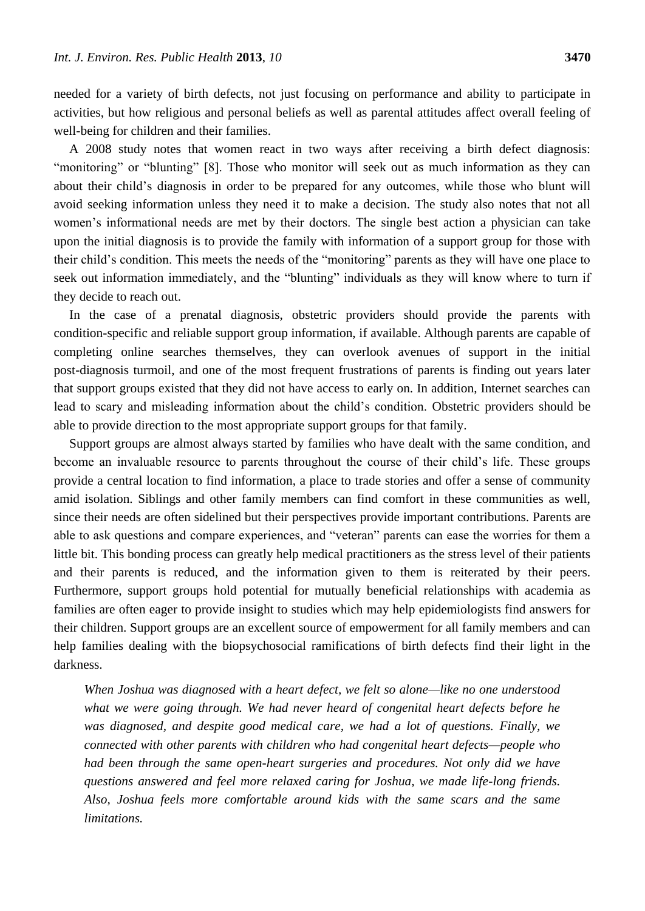needed for a variety of birth defects, not just focusing on performance and ability to participate in activities, but how religious and personal beliefs as well as parental attitudes affect overall feeling of well-being for children and their families.

A 2008 study notes that women react in two ways after receiving a birth defect diagnosis: "monitoring" or "blunting" [8]. Those who monitor will seek out as much information as they can about their child's diagnosis in order to be prepared for any outcomes, while those who blunt will avoid seeking information unless they need it to make a decision. The study also notes that not all women's informational needs are met by their doctors. The single best action a physician can take upon the initial diagnosis is to provide the family with information of a support group for those with their child's condition. This meets the needs of the "monitoring" parents as they will have one place to seek out information immediately, and the "blunting" individuals as they will know where to turn if they decide to reach out.

In the case of a prenatal diagnosis, obstetric providers should provide the parents with condition-specific and reliable support group information, if available. Although parents are capable of completing online searches themselves, they can overlook avenues of support in the initial post-diagnosis turmoil, and one of the most frequent frustrations of parents is finding out years later that support groups existed that they did not have access to early on. In addition, Internet searches can lead to scary and misleading information about the child's condition. Obstetric providers should be able to provide direction to the most appropriate support groups for that family.

Support groups are almost always started by families who have dealt with the same condition, and become an invaluable resource to parents throughout the course of their child's life. These groups provide a central location to find information, a place to trade stories and offer a sense of community amid isolation. Siblings and other family members can find comfort in these communities as well, since their needs are often sidelined but their perspectives provide important contributions. Parents are able to ask questions and compare experiences, and "veteran" parents can ease the worries for them a little bit. This bonding process can greatly help medical practitioners as the stress level of their patients and their parents is reduced, and the information given to them is reiterated by their peers. Furthermore, support groups hold potential for mutually beneficial relationships with academia as families are often eager to provide insight to studies which may help epidemiologists find answers for their children. Support groups are an excellent source of empowerment for all family members and can help families dealing with the biopsychosocial ramifications of birth defects find their light in the darkness.

> *When Joshua was diagnosed with a heart defect, we felt so alone—like no one understood what we were going through. We had never heard of congenital heart defects before he was diagnosed, and despite good medical care, we had a lot of questions. Finally, we connected with other parents with children who had congenital heart defects—people who had been through the same open-heart surgeries and procedures. Not only did we have questions answered and feel more relaxed caring for Joshua, we made life-long friends. Also, Joshua feels more comfortable around kids with the same scars and the same limitations.*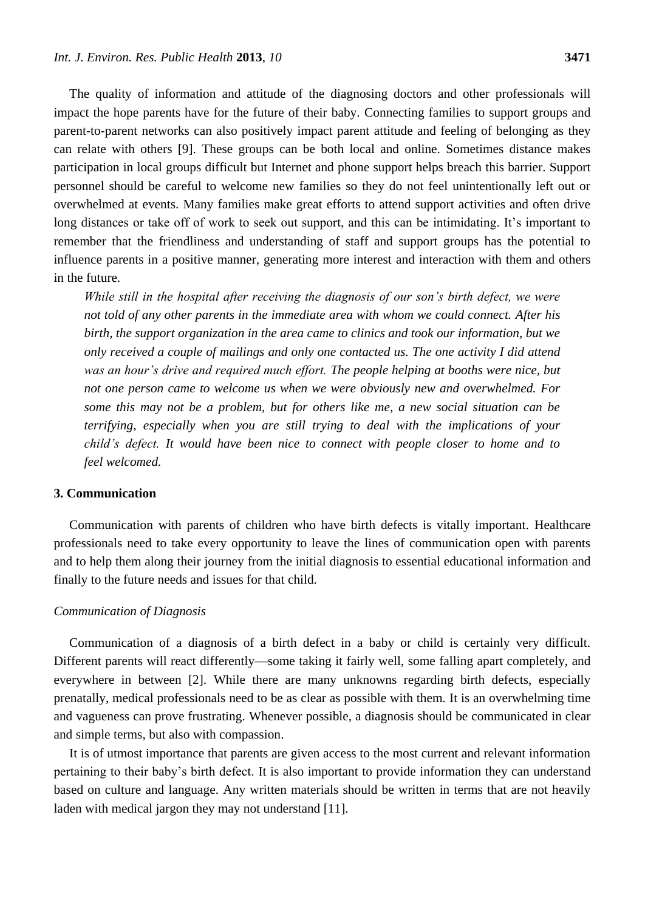The quality of information and attitude of the diagnosing doctors and other professionals will impact the hope parents have for the future of their baby. Connecting families to support groups and parent-to-parent networks can also positively impact parent attitude and feeling of belonging as they can relate with others [9]. These groups can be both local and online. Sometimes distance makes participation in local groups difficult but Internet and phone support helps breach this barrier. Support personnel should be careful to welcome new families so they do not feel unintentionally left out or overwhelmed at events. Many families make great efforts to attend support activities and often drive long distances or take off of work to seek out support, and this can be intimidating. It's important to remember that the friendliness and understanding of staff and support groups has the potential to influence parents in a positive manner, generating more interest and interaction with them and others in the future.

> *While still in the hospital after receiving the diagnosis of our son's birth defect, we were not told of any other parents in the immediate area with whom we could connect. After his birth, the support organization in the area came to clinics and took our information, but we only received a couple of mailings and only one contacted us. The one activity I did attend was an hour's drive and required much effort. The people helping at booths were nice, but not one person came to welcome us when we were obviously new and overwhelmed. For some this may not be a problem, but for others like me, a new social situation can be terrifying, especially when you are still trying to deal with the implications of your child's defect. It would have been nice to connect with people closer to home and to feel welcomed.*

## 3. Communication

Communication with parents of children who have birth defects is vitally important. Healthcare professionals need to take every opportunity to leave the lines of communication open with parents and to help them along their journey from the initial diagnosis to essential educational information and finally to the future needs and issues for that child.

### *Communication of Diagnosis*

Communication of a diagnosis of a birth defect in a baby or child is certainly very difficult. Different parents will react differently—some taking it fairly well, some falling apart completely, and everywhere in between [2]. While there are many unknowns regarding birth defects, especially prenatally, medical professionals need to be as clear as possible with them. It is an overwhelming time and vagueness can prove frustrating. Whenever possible, a diagnosis should be communicated in clear and simple terms, but also with compassion.

It is of utmost importance that parents are given access to the most current and relevant information pertaining to their baby's birth defect. It is also important to provide information they can understand based on culture and language. Any written materials should be written in terms that are not heavily laden with medical jargon they may not understand [11].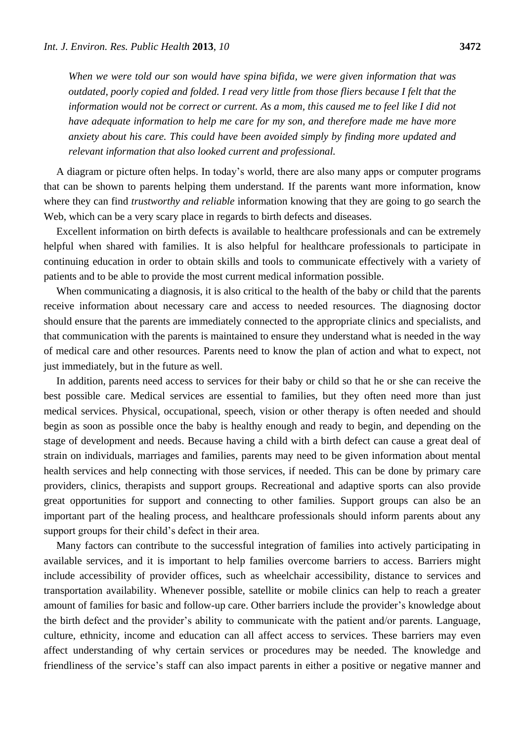*When we were told our son would have spina bifida, we were given information that was outdated, poorly copied and folded. I read very little from those fliers because I felt that the information would not be correct or current. As a mom, this caused me to feel like I did not have adequate information to help me care for my son, and therefore made me have more anxiety about his care. This could have been avoided simply by finding more updated and relevant information that also looked current and professional.*

A diagram or picture often helps. In today's world, there are also many apps or computer programs that can be shown to parents helping them understand. If the parents want more information, know where they can find *trustworthy and reliable* information knowing that they are going to go search the Web, which can be a very scary place in regards to birth defects and diseases.

Excellent information on birth defects is available to healthcare professionals and can be extremely helpful when shared with families. It is also helpful for healthcare professionals to participate in continuing education in order to obtain skills and tools to communicate effectively with a variety of patients and to be able to provide the most current medical information possible.

When communicating a diagnosis, it is also critical to the health of the baby or child that the parents receive information about necessary care and access to needed resources. The diagnosing doctor should ensure that the parents are immediately connected to the appropriate clinics and specialists, and that communication with the parents is maintained to ensure they understand what is needed in the way of medical care and other resources. Parents need to know the plan of action and what to expect, not just immediately, but in the future as well.

In addition, parents need access to services for their baby or child so that he or she can receive the best possible care. Medical services are essential to families, but they often need more than just medical services. Physical, occupational, speech, vision or other therapy is often needed and should begin as soon as possible once the baby is healthy enough and ready to begin, and depending on the stage of development and needs. Because having a child with a birth defect can cause a great deal of strain on individuals, marriages and families, parents may need to be given information about mental health services and help connecting with those services, if needed. This can be done by primary care providers, clinics, therapists and support groups. Recreational and adaptive sports can also provide great opportunities for support and connecting to other families. Support groups can also be an important part of the healing process, and healthcare professionals should inform parents about any support groups for their child's defect in their area.

Many factors can contribute to the successful integration of families into actively participating in available services, and it is important to help families overcome barriers to access. Barriers might include accessibility of provider offices, such as wheelchair accessibility, distance to services and transportation availability. Whenever possible, satellite or mobile clinics can help to reach a greater amount of families for basic and follow-up care. Other barriers include the provider's knowledge about the birth defect and the provider's ability to communicate with the patient and/or parents. Language, culture, ethnicity, income and education can all affect access to services. These barriers may even affect understanding of why certain services or procedures may be needed. The knowledge and friendliness of the service's staff can also impact parents in either a positive or negative manner and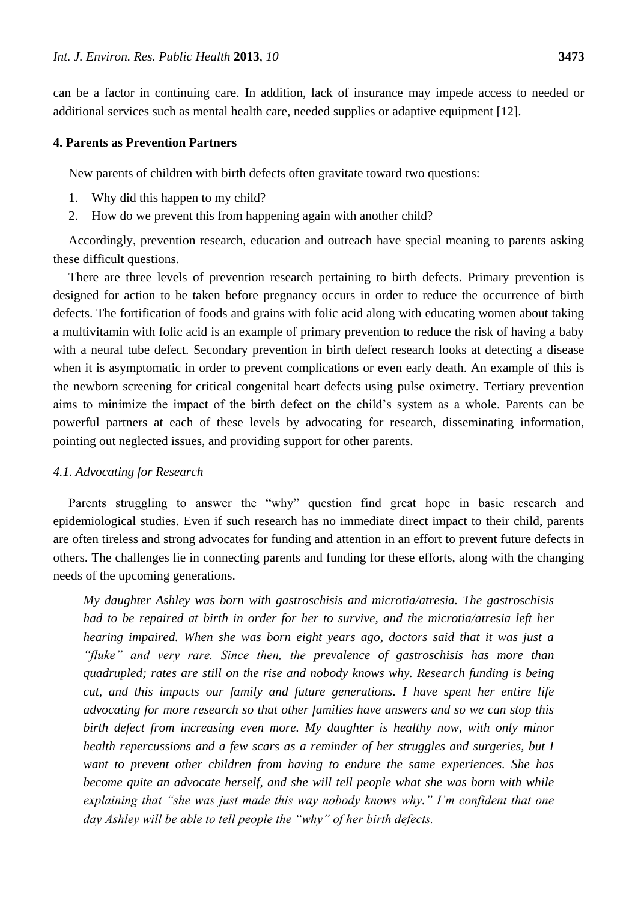can be a factor in continuing care. In addition, lack of insurance may impede access to needed or additional services such as mental health care, needed supplies or adaptive equipment [12].

## 4. Parents as Prevention Partners

New parents of children with birth defects often gravitate toward two questions:

1. Why did this happen to my child?
2. How do we prevent this from happening again with another child?

Accordingly, prevention research, education and outreach have special meaning to parents asking these difficult questions.

There are three levels of prevention research pertaining to birth defects. Primary prevention is designed for action to be taken before pregnancy occurs in order to reduce the occurrence of birth defects. The fortification of foods and grains with folic acid along with educating women about taking a multivitamin with folic acid is an example of primary prevention to reduce the risk of having a baby with a neural tube defect. Secondary prevention in birth defect research looks at detecting a disease when it is asymptomatic in order to prevent complications or even early death. An example of this is the newborn screening for critical congenital heart defects using pulse oximetry. Tertiary prevention aims to minimize the impact of the birth defect on the child's system as a whole. Parents can be powerful partners at each of these levels by advocating for research, disseminating information, pointing out neglected issues, and providing support for other parents.

### *4.1. Advocating for Research*

Parents struggling to answer the "why" question find great hope in basic research and epidemiological studies. Even if such research has no immediate direct impact to their child, parents are often tireless and strong advocates for funding and attention in an effort to prevent future defects in others. The challenges lie in connecting parents and funding for these efforts, along with the changing needs of the upcoming generations.

> *My daughter Ashley was born with gastroschisis and microtia/atresia. The gastroschisis had to be repaired at birth in order for her to survive, and the microtia/atresia left her hearing impaired. When she was born eight years ago, doctors said that it was just a "fluke" and very rare. Since then, the prevalence of gastroschisis has more than quadrupled; rates are still on the rise and nobody knows why. Research funding is being cut, and this impacts our family and future generations. I have spent her entire life advocating for more research so that other families have answers and so we can stop this birth defect from increasing even more. My daughter is healthy now, with only minor health repercussions and a few scars as a reminder of her struggles and surgeries, but I want to prevent other children from having to endure the same experiences. She has become quite an advocate herself, and she will tell people what she was born with while explaining that "she was just made this way nobody knows why." I'm confident that one day Ashley will be able to tell people the "why" of her birth defects.*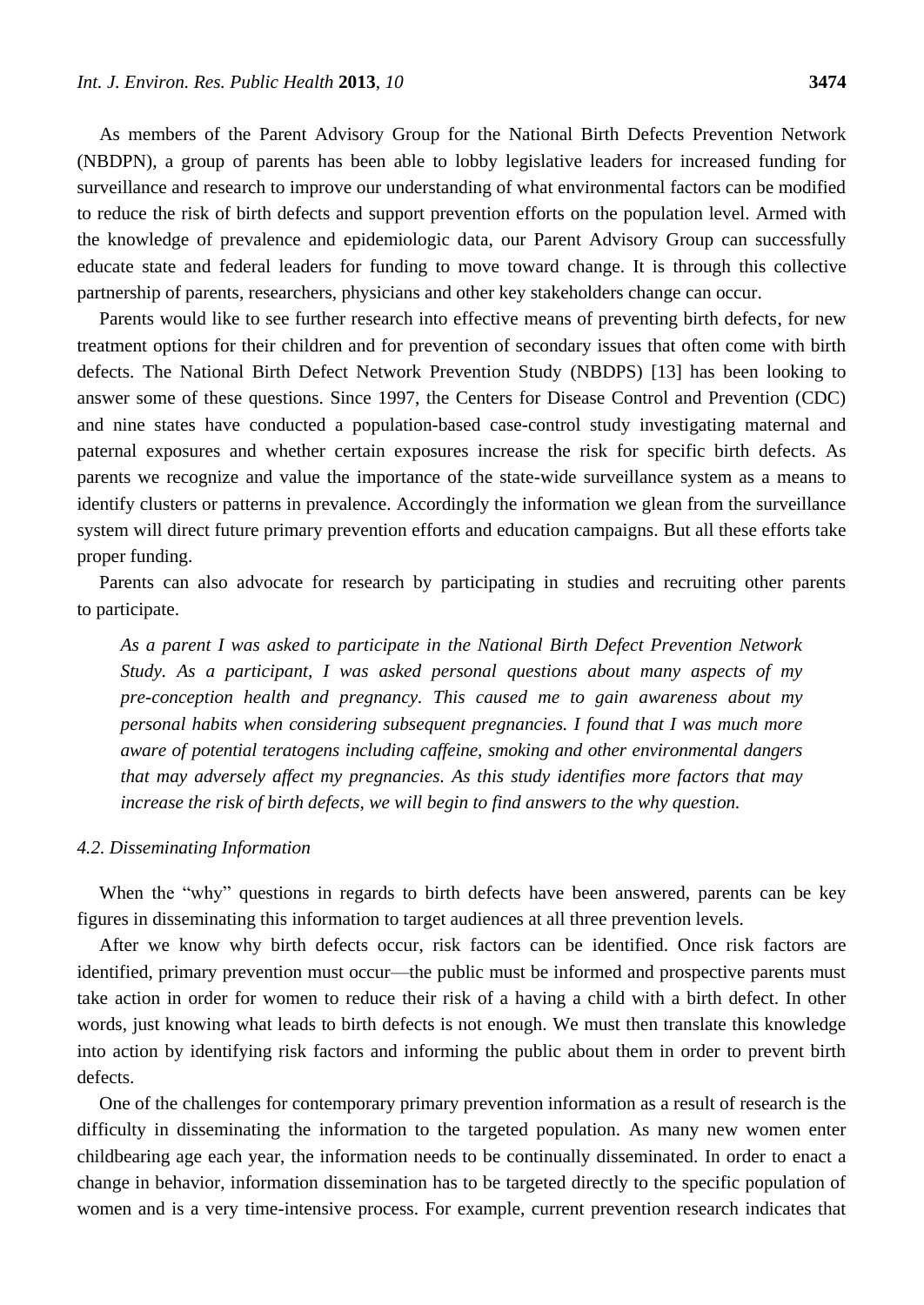As members of the Parent Advisory Group for the National Birth Defects Prevention Network (NBDPN), a group of parents has been able to lobby legislative leaders for increased funding for surveillance and research to improve our understanding of what environmental factors can be modified to reduce the risk of birth defects and support prevention efforts on the population level. Armed with the knowledge of prevalence and epidemiologic data, our Parent Advisory Group can successfully educate state and federal leaders for funding to move toward change. It is through this collective partnership of parents, researchers, physicians and other key stakeholders change can occur.

Parents would like to see further research into effective means of preventing birth defects, for new treatment options for their children and for prevention of secondary issues that often come with birth defects. The National Birth Defect Network Prevention Study (NBDPS) [13] has been looking to answer some of these questions. Since 1997, the Centers for Disease Control and Prevention (CDC) and nine states have conducted a population-based case-control study investigating maternal and paternal exposures and whether certain exposures increase the risk for specific birth defects. As parents we recognize and value the importance of the state-wide surveillance system as a means to identify clusters or patterns in prevalence. Accordingly the information we glean from the surveillance system will direct future primary prevention efforts and education campaigns. But all these efforts take proper funding.

Parents can also advocate for research by participating in studies and recruiting other parents to participate.

> *As a parent I was asked to participate in the National Birth Defect Prevention Network Study. As a participant, I was asked personal questions about many aspects of my pre-conception health and pregnancy. This caused me to gain awareness about my personal habits when considering subsequent pregnancies. I found that I was much more aware of potential teratogens including caffeine, smoking and other environmental dangers that may adversely affect my pregnancies. As this study identifies more factors that may increase the risk of birth defects, we will begin to find answers to the why question.*

### *4.2. Disseminating Information*

When the "why" questions in regards to birth defects have been answered, parents can be key figures in disseminating this information to target audiences at all three prevention levels.

After we know why birth defects occur, risk factors can be identified. Once risk factors are identified, primary prevention must occur—the public must be informed and prospective parents must take action in order for women to reduce their risk of a having a child with a birth defect. In other words, just knowing what leads to birth defects is not enough. We must then translate this knowledge into action by identifying risk factors and informing the public about them in order to prevent birth defects.

One of the challenges for contemporary primary prevention information as a result of research is the difficulty in disseminating the information to the targeted population. As many new women enter childbearing age each year, the information needs to be continually disseminated. In order to enact a change in behavior, information dissemination has to be targeted directly to the specific population of women and is a very time-intensive process. For example, current prevention research indicates that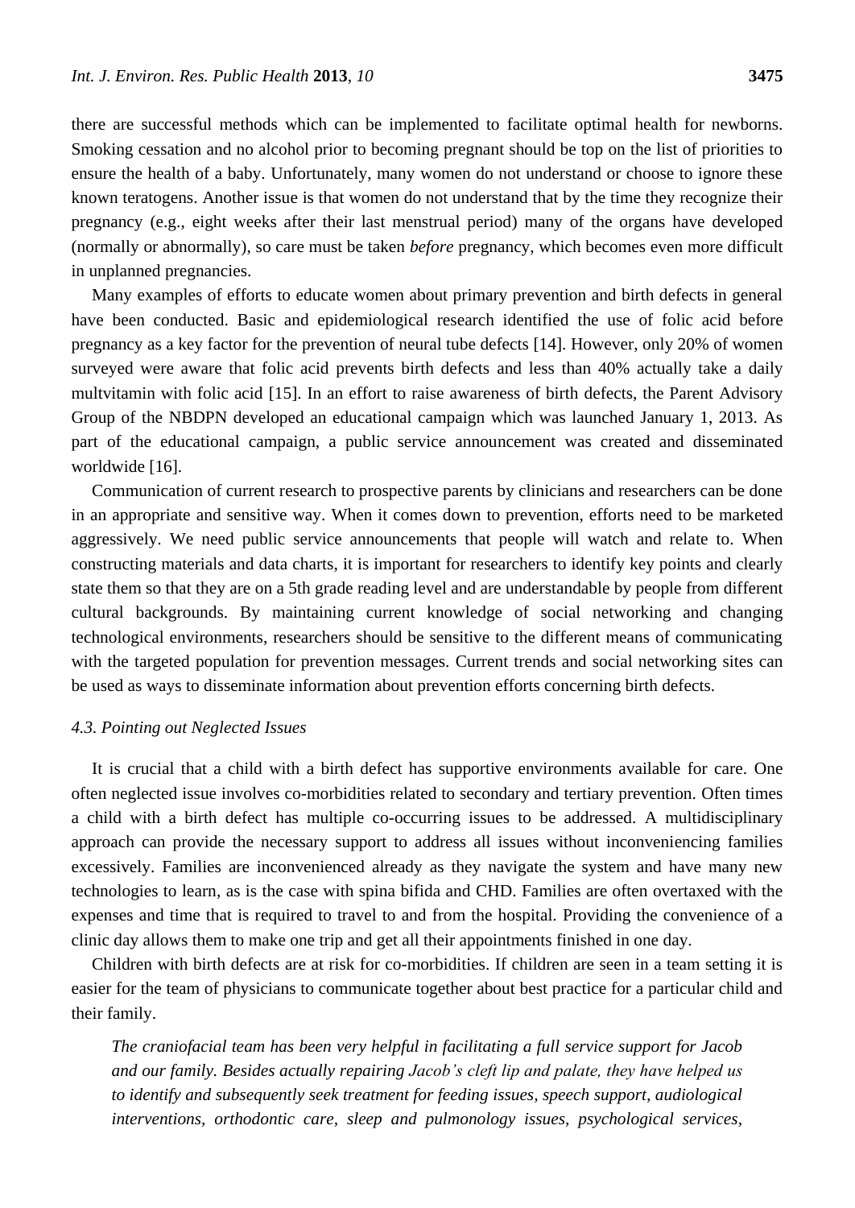there are successful methods which can be implemented to facilitate optimal health for newborns. Smoking cessation and no alcohol prior to becoming pregnant should be top on the list of priorities to ensure the health of a baby. Unfortunately, many women do not understand or choose to ignore these known teratogens. Another issue is that women do not understand that by the time they recognize their pregnancy (e.g., eight weeks after their last menstrual period) many of the organs have developed (normally or abnormally), so care must be taken *before* pregnancy, which becomes even more difficult in unplanned pregnancies.

Many examples of efforts to educate women about primary prevention and birth defects in general have been conducted. Basic and epidemiological research identified the use of folic acid before pregnancy as a key factor for the prevention of neural tube defects [14]. However, only 20% of women surveyed were aware that folic acid prevents birth defects and less than 40% actually take a daily multvitamin with folic acid [15]. In an effort to raise awareness of birth defects, the Parent Advisory Group of the NBDPN developed an educational campaign which was launched January 1, 2013. As part of the educational campaign, a public service announcement was created and disseminated worldwide [16].

Communication of current research to prospective parents by clinicians and researchers can be done in an appropriate and sensitive way. When it comes down to prevention, efforts need to be marketed aggressively. We need public service announcements that people will watch and relate to. When constructing materials and data charts, it is important for researchers to identify key points and clearly state them so that they are on a 5th grade reading level and are understandable by people from different cultural backgrounds. By maintaining current knowledge of social networking and changing technological environments, researchers should be sensitive to the different means of communicating with the targeted population for prevention messages. Current trends and social networking sites can be used as ways to disseminate information about prevention efforts concerning birth defects.

### *4.3. Pointing out Neglected Issues*

It is crucial that a child with a birth defect has supportive environments available for care. One often neglected issue involves co-morbidities related to secondary and tertiary prevention. Often times a child with a birth defect has multiple co-occurring issues to be addressed. A multidisciplinary approach can provide the necessary support to address all issues without inconveniencing families excessively. Families are inconvenienced already as they navigate the system and have many new technologies to learn, as is the case with spina bifida and CHD. Families are often overtaxed with the expenses and time that is required to travel to and from the hospital. Providing the convenience of a clinic day allows them to make one trip and get all their appointments finished in one day.

Children with birth defects are at risk for co-morbidities. If children are seen in a team setting it is easier for the team of physicians to communicate together about best practice for a particular child and their family.

> *The craniofacial team has been very helpful in facilitating a full service support for Jacob and our family. Besides actually repairing Jacob's cleft lip and palate, they have helped us to identify and subsequently seek treatment for feeding issues, speech support, audiological interventions, orthodontic care, sleep and pulmonology issues, psychological services,*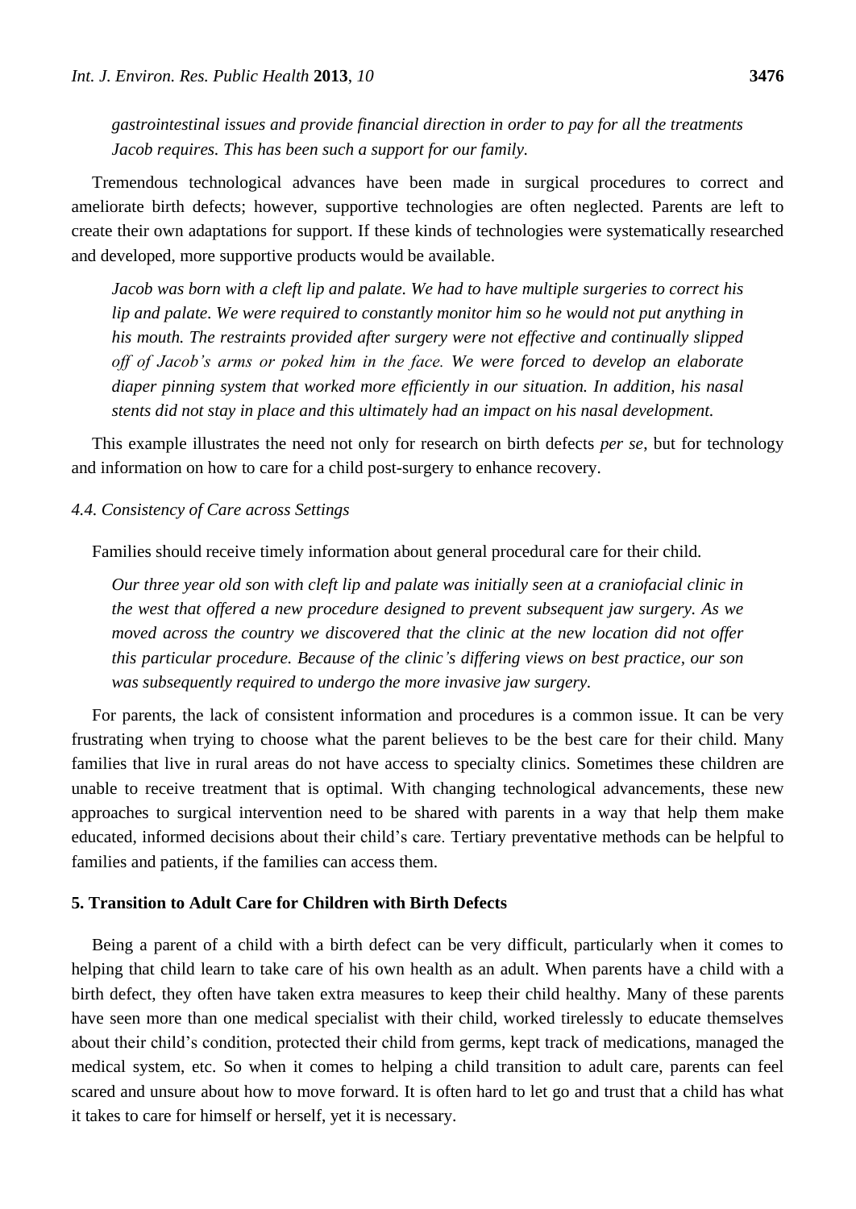*gastrointestinal issues and provide financial direction in order to pay for all the treatments Jacob requires. This has been such a support for our family.*

Tremendous technological advances have been made in surgical procedures to correct and ameliorate birth defects; however, supportive technologies are often neglected. Parents are left to create their own adaptations for support. If these kinds of technologies were systematically researched and developed, more supportive products would be available.

*Jacob was born with a cleft lip and palate. We had to have multiple surgeries to correct his lip and palate. We were required to constantly monitor him so he would not put anything in his mouth. The restraints provided after surgery were not effective and continually slipped off of Jacob's arms or poked him in the face. We were forced to develop an elaborate diaper pinning system that worked more efficiently in our situation. In addition, his nasal stents did not stay in place and this ultimately had an impact on his nasal development.*

This example illustrates the need not only for research on birth defects *per se*, but for technology and information on how to care for a child post-surgery to enhance recovery.

### *4.4. Consistency of Care across Settings*

Families should receive timely information about general procedural care for their child.

*Our three year old son with cleft lip and palate was initially seen at a craniofacial clinic in the west that offered a new procedure designed to prevent subsequent jaw surgery. As we moved across the country we discovered that the clinic at the new location did not offer this particular procedure. Because of the clinic's differing views on best practice, our son was subsequently required to undergo the more invasive jaw surgery.*

For parents, the lack of consistent information and procedures is a common issue. It can be very frustrating when trying to choose what the parent believes to be the best care for their child. Many families that live in rural areas do not have access to specialty clinics. Sometimes these children are unable to receive treatment that is optimal. With changing technological advancements, these new approaches to surgical intervention need to be shared with parents in a way that help them make educated, informed decisions about their child's care. Tertiary preventative methods can be helpful to families and patients, if the families can access them.

## 5. Transition to Adult Care for Children with Birth Defects

Being a parent of a child with a birth defect can be very difficult, particularly when it comes to helping that child learn to take care of his own health as an adult. When parents have a child with a birth defect, they often have taken extra measures to keep their child healthy. Many of these parents have seen more than one medical specialist with their child, worked tirelessly to educate themselves about their child's condition, protected their child from germs, kept track of medications, managed the medical system, etc. So when it comes to helping a child transition to adult care, parents can feel scared and unsure about how to move forward. It is often hard to let go and trust that a child has what it takes to care for himself or herself, yet it is necessary.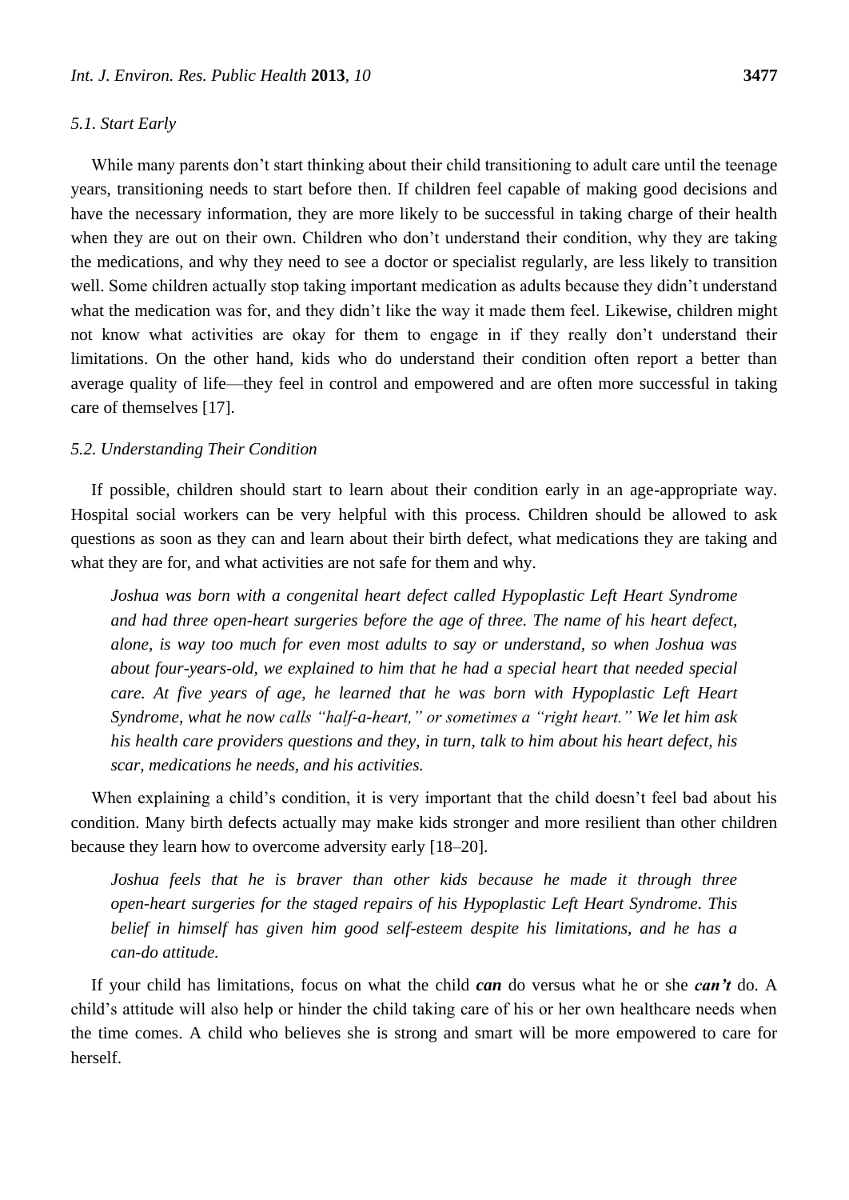### *5.1. Start Early*

While many parents don't start thinking about their child transitioning to adult care until the teenage years, transitioning needs to start before then. If children feel capable of making good decisions and have the necessary information, they are more likely to be successful in taking charge of their health when they are out on their own. Children who don't understand their condition, why they are taking the medications, and why they need to see a doctor or specialist regularly, are less likely to transition well. Some children actually stop taking important medication as adults because they didn't understand what the medication was for, and they didn't like the way it made them feel. Likewise, children might not know what activities are okay for them to engage in if they really don't understand their limitations. On the other hand, kids who do understand their condition often report a better than average quality of life—they feel in control and empowered and are often more successful in taking care of themselves [17].

### *5.2. Understanding Their Condition*

If possible, children should start to learn about their condition early in an age-appropriate way. Hospital social workers can be very helpful with this process. Children should be allowed to ask questions as soon as they can and learn about their birth defect, what medications they are taking and what they are for, and what activities are not safe for them and why.

> *Joshua was born with a congenital heart defect called Hypoplastic Left Heart Syndrome and had three open-heart surgeries before the age of three. The name of his heart defect, alone, is way too much for even most adults to say or understand, so when Joshua was about four-years-old, we explained to him that he had a special heart that needed special care. At five years of age, he learned that he was born with Hypoplastic Left Heart Syndrome, what he now calls "half-a-heart," or sometimes a "right heart." We let him ask his health care providers questions and they, in turn, talk to him about his heart defect, his scar, medications he needs, and his activities.*

When explaining a child's condition, it is very important that the child doesn't feel bad about his condition. Many birth defects actually may make kids stronger and more resilient than other children because they learn how to overcome adversity early [18–20].

> *Joshua feels that he is braver than other kids because he made it through three open-heart surgeries for the staged repairs of his Hypoplastic Left Heart Syndrome. This belief in himself has given him good self-esteem despite his limitations, and he has a can-do attitude.*

If your child has limitations, focus on what the child ***can*** do versus what he or she ***can't*** do. A child's attitude will also help or hinder the child taking care of his or her own healthcare needs when the time comes. A child who believes she is strong and smart will be more empowered to care for herself.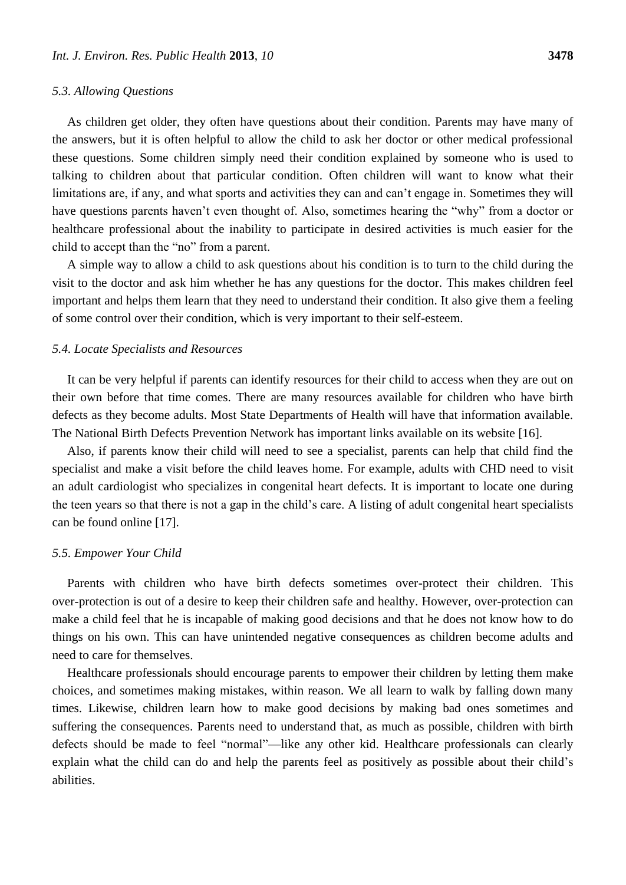### *5.3. Allowing Questions*

As children get older, they often have questions about their condition. Parents may have many of the answers, but it is often helpful to allow the child to ask her doctor or other medical professional these questions. Some children simply need their condition explained by someone who is used to talking to children about that particular condition. Often children will want to know what their limitations are, if any, and what sports and activities they can and can't engage in. Sometimes they will have questions parents haven't even thought of. Also, sometimes hearing the "why" from a doctor or healthcare professional about the inability to participate in desired activities is much easier for the child to accept than the "no" from a parent.

A simple way to allow a child to ask questions about his condition is to turn to the child during the visit to the doctor and ask him whether he has any questions for the doctor. This makes children feel important and helps them learn that they need to understand their condition. It also give them a feeling of some control over their condition, which is very important to their self-esteem.

### *5.4. Locate Specialists and Resources*

It can be very helpful if parents can identify resources for their child to access when they are out on their own before that time comes. There are many resources available for children who have birth defects as they become adults. Most State Departments of Health will have that information available. The National Birth Defects Prevention Network has important links available on its website [16].

Also, if parents know their child will need to see a specialist, parents can help that child find the specialist and make a visit before the child leaves home. For example, adults with CHD need to visit an adult cardiologist who specializes in congenital heart defects. It is important to locate one during the teen years so that there is not a gap in the child's care. A listing of adult congenital heart specialists can be found online [17].

### *5.5. Empower Your Child*

Parents with children who have birth defects sometimes over-protect their children. This over-protection is out of a desire to keep their children safe and healthy. However, over-protection can make a child feel that he is incapable of making good decisions and that he does not know how to do things on his own. This can have unintended negative consequences as children become adults and need to care for themselves.

Healthcare professionals should encourage parents to empower their children by letting them make choices, and sometimes making mistakes, within reason. We all learn to walk by falling down many times. Likewise, children learn how to make good decisions by making bad ones sometimes and suffering the consequences. Parents need to understand that, as much as possible, children with birth defects should be made to feel "normal"—like any other kid. Healthcare professionals can clearly explain what the child can do and help the parents feel as positively as possible about their child's abilities.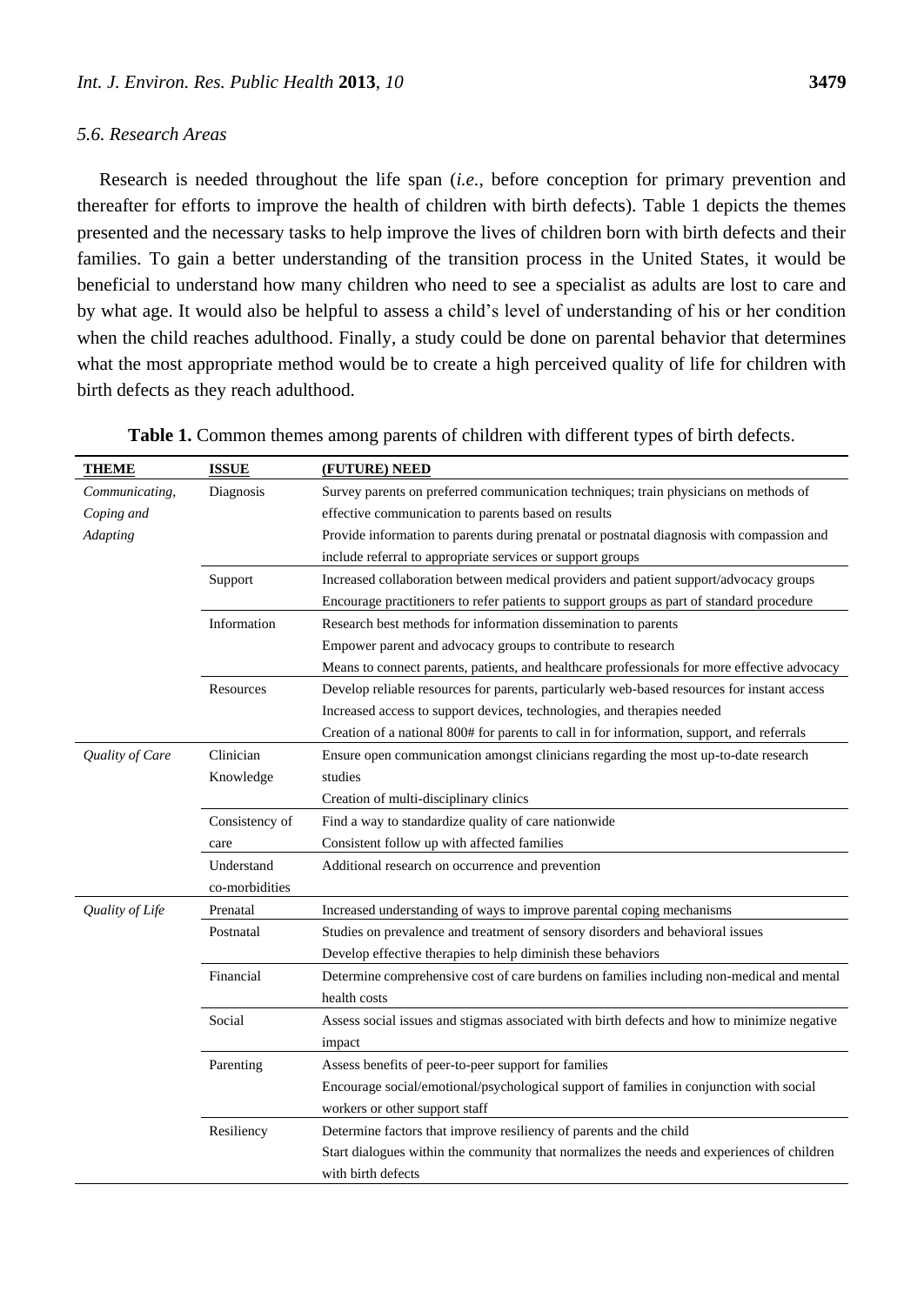### *5.6. Research Areas*

Research is needed throughout the life span (*i.e.*, before conception for primary prevention and thereafter for efforts to improve the health of children with birth defects). Table 1 depicts the themes presented and the necessary tasks to help improve the lives of children born with birth defects and their families. To gain a better understanding of the transition process in the United States, it would be beneficial to understand how many children who need to see a specialist as adults are lost to care and by what age. It would also be helpful to assess a child's level of understanding of his or her condition when the child reaches adulthood. Finally, a study could be done on parental behavior that determines what the most appropriate method would be to create a high perceived quality of life for children with birth defects as they reach adulthood.

**Table 1.** Common themes among parents of children with different types of birth defects.

| **THEME** | **ISSUE** | **(FUTURE) NEED** |
|---|---|---|
| *Communicating, Coping and Adapting* | Diagnosis | Survey parents on preferred communication techniques; train physicians on methods of effective communication to parents based on results |
| | | Provide information to parents during prenatal or postnatal diagnosis with compassion and include referral to appropriate services or support groups |
| | Support | Increased collaboration between medical providers and patient support/advocacy groups |
| | | Encourage practitioners to refer patients to support groups as part of standard procedure |
| | Information | Research best methods for information dissemination to parents |
| | | Empower parent and advocacy groups to contribute to research |
| | | Means to connect parents, patients, and healthcare professionals for more effective advocacy |
| | Resources | Develop reliable resources for parents, particularly web-based resources for instant access |
| | | Increased access to support devices, technologies, and therapies needed |
| | | Creation of a national 800# for parents to call in for information, support, and referrals |
| *Quality of Care* | Clinician Knowledge | Ensure open communication amongst clinicians regarding the most up-to-date research studies |
| | | Creation of multi-disciplinary clinics |
| | Consistency of care | Find a way to standardize quality of care nationwide |
| | | Consistent follow up with affected families |
| | Understand co-morbidities | Additional research on occurrence and prevention |
| *Quality of Life* | Prenatal | Increased understanding of ways to improve parental coping mechanisms |
| | Postnatal | Studies on prevalence and treatment of sensory disorders and behavioral issues |
| | | Develop effective therapies to help diminish these behaviors |
| | Financial | Determine comprehensive cost of care burdens on families including non-medical and mental health costs |
| | Social | Assess social issues and stigmas associated with birth defects and how to minimize negative impact |
| | Parenting | Assess benefits of peer-to-peer support for families |
| | | Encourage social/emotional/psychological support of families in conjunction with social workers or other support staff |
| | Resiliency | Determine factors that improve resiliency of parents and the child |
| | | Start dialogues within the community that normalizes the needs and experiences of children with birth defects |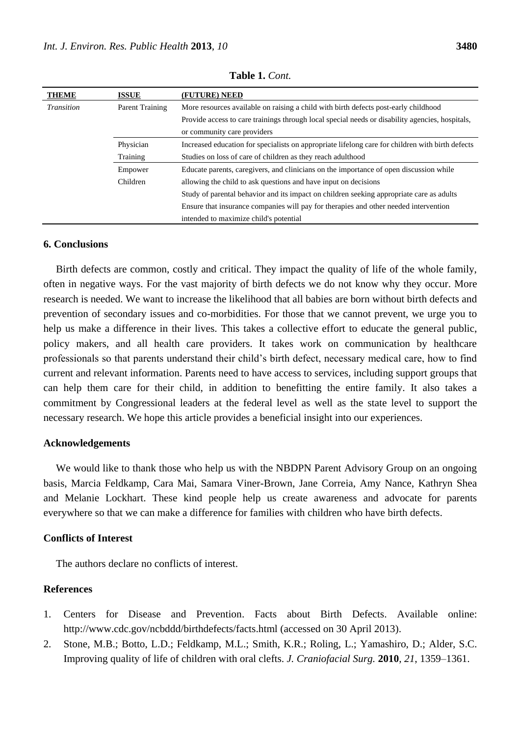**Table 1.** *Cont.*

| THEME | ISSUE | (FUTURE) NEED |
|---|---|---|
| *Transition* | Parent Training | More resources available on raising a child with birth defects post-early childhood |
| | | Provide access to care trainings through local special needs or disability agencies, hospitals, or community care providers |
| | Physician Training | Increased education for specialists on appropriate lifelong care for children with birth defects |
| | | Studies on loss of care of children as they reach adulthood |
| | Empower Children | Educate parents, caregivers, and clinicians on the importance of open discussion while allowing the child to ask questions and have input on decisions |
| | | Study of parental behavior and its impact on children seeking appropriate care as adults |
| | | Ensure that insurance companies will pay for therapies and other needed intervention intended to maximize child's potential |

## 6. Conclusions

Birth defects are common, costly and critical. They impact the quality of life of the whole family, often in negative ways. For the vast majority of birth defects we do not know why they occur. More research is needed. We want to increase the likelihood that all babies are born without birth defects and prevention of secondary issues and co-morbidities. For those that we cannot prevent, we urge you to help us make a difference in their lives. This takes a collective effort to educate the general public, policy makers, and all health care providers. It takes work on communication by healthcare professionals so that parents understand their child's birth defect, necessary medical care, how to find current and relevant information. Parents need to have access to services, including support groups that can help them care for their child, in addition to benefitting the entire family. It also takes a commitment by Congressional leaders at the federal level as well as the state level to support the necessary research. We hope this article provides a beneficial insight into our experiences.

## Acknowledgements

We would like to thank those who help us with the NBDPN Parent Advisory Group on an ongoing basis, Marcia Feldkamp, Cara Mai, Samara Viner-Brown, Jane Correia, Amy Nance, Kathryn Shea and Melanie Lockhart. These kind people help us create awareness and advocate for parents everywhere so that we can make a difference for families with children who have birth defects.

## Conflicts of Interest

The authors declare no conflicts of interest.

## References

1. Centers for Disease and Prevention. Facts about Birth Defects. Available online: http://www.cdc.gov/ncbddd/birthdefects/facts.html (accessed on 30 April 2013).
2. Stone, M.B.; Botto, L.D.; Feldkamp, M.L.; Smith, K.R.; Roling, L.; Yamashiro, D.; Alder, S.C. Improving quality of life of children with oral clefts. *J. Craniofacial Surg.* **2010**, *21*, 1359–1361.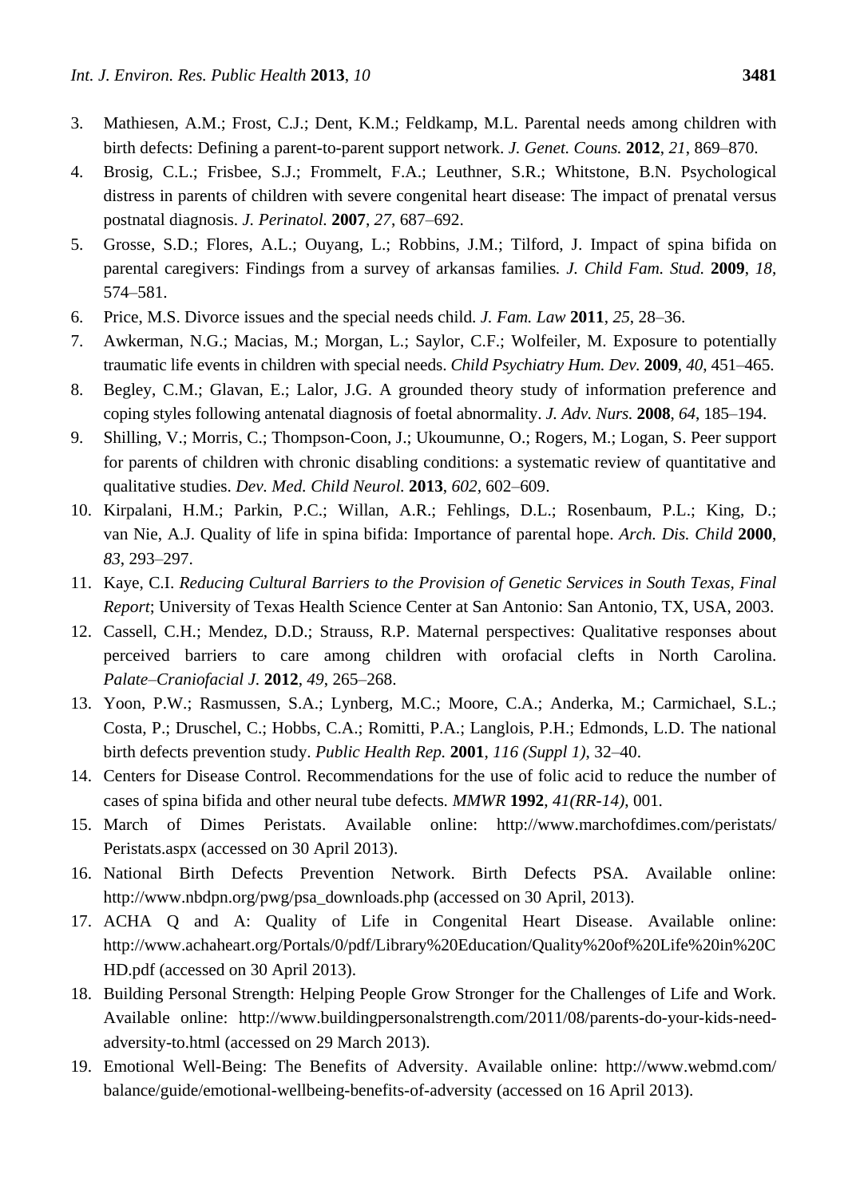3. Mathiesen, A.M.; Frost, C.J.; Dent, K.M.; Feldkamp, M.L. Parental needs among children with birth defects: Defining a parent-to-parent support network. *J. Genet. Couns.* **2012**, *21*, 869–870.
4. Brosig, C.L.; Frisbee, S.J.; Frommelt, F.A.; Leuthner, S.R.; Whitstone, B.N. Psychological distress in parents of children with severe congenital heart disease: The impact of prenatal versus postnatal diagnosis. *J. Perinatol.* **2007**, *27*, 687–692.
5. Grosse, S.D.; Flores, A.L.; Ouyang, L.; Robbins, J.M.; Tilford, J. Impact of spina bifida on parental caregivers: Findings from a survey of arkansas families. *J. Child Fam. Stud.* **2009**, *18*, 574–581.
6. Price, M.S. Divorce issues and the special needs child. *J. Fam. Law* **2011**, *25*, 28–36.
7. Awkerman, N.G.; Macias, M.; Morgan, L.; Saylor, C.F.; Wolfeiler, M. Exposure to potentially traumatic life events in children with special needs. *Child Psychiatry Hum. Dev.* **2009**, *40*, 451–465.
8. Begley, C.M.; Glavan, E.; Lalor, J.G. A grounded theory study of information preference and coping styles following antenatal diagnosis of foetal abnormality. *J. Adv. Nurs.* **2008**, *64*, 185–194.
9. Shilling, V.; Morris, C.; Thompson-Coon, J.; Ukoumunne, O.; Rogers, M.; Logan, S. Peer support for parents of children with chronic disabling conditions: a systematic review of quantitative and qualitative studies. *Dev. Med. Child Neurol.* **2013**, *602*, 602–609.
10. Kirpalani, H.M.; Parkin, P.C.; Willan, A.R.; Fehlings, D.L.; Rosenbaum, P.L.; King, D.; van Nie, A.J. Quality of life in spina bifida: Importance of parental hope. *Arch. Dis. Child* **2000**, *83*, 293–297.
11. Kaye, C.I. *Reducing Cultural Barriers to the Provision of Genetic Services in South Texas, Final Report*; University of Texas Health Science Center at San Antonio: San Antonio, TX, USA, 2003.
12. Cassell, C.H.; Mendez, D.D.; Strauss, R.P. Maternal perspectives: Qualitative responses about perceived barriers to care among children with orofacial clefts in North Carolina. *Palate–Craniofacial J.* **2012**, *49*, 265–268.
13. Yoon, P.W.; Rasmussen, S.A.; Lynberg, M.C.; Moore, C.A.; Anderka, M.; Carmichael, S.L.; Costa, P.; Druschel, C.; Hobbs, C.A.; Romitti, P.A.; Langlois, P.H.; Edmonds, L.D. The national birth defects prevention study. *Public Health Rep.* **2001**, *116 (Suppl 1)*, 32–40.
14. Centers for Disease Control. Recommendations for the use of folic acid to reduce the number of cases of spina bifida and other neural tube defects. *MMWR* **1992**, *41(RR-14)*, 001.
15. March of Dimes Peristats. Available online: http://www.marchofdimes.com/peristats/Peristats.aspx (accessed on 30 April 2013).
16. National Birth Defects Prevention Network. Birth Defects PSA. Available online: http://www.nbdpn.org/pwg/psa_downloads.php (accessed on 30 April, 2013).
17. ACHA Q and A: Quality of Life in Congenital Heart Disease. Available online: http://www.achaheart.org/Portals/0/pdf/Library%20Education/Quality%20of%20Life%20in%20CHD.pdf (accessed on 30 April 2013).
18. Building Personal Strength: Helping People Grow Stronger for the Challenges of Life and Work. Available online: http://www.buildingpersonalstrength.com/2011/08/parents-do-your-kids-need-adversity-to.html (accessed on 29 March 2013).
19. Emotional Well-Being: The Benefits of Adversity. Available online: http://www.webmd.com/balance/guide/emotional-wellbeing-benefits-of-adversity (accessed on 16 April 2013).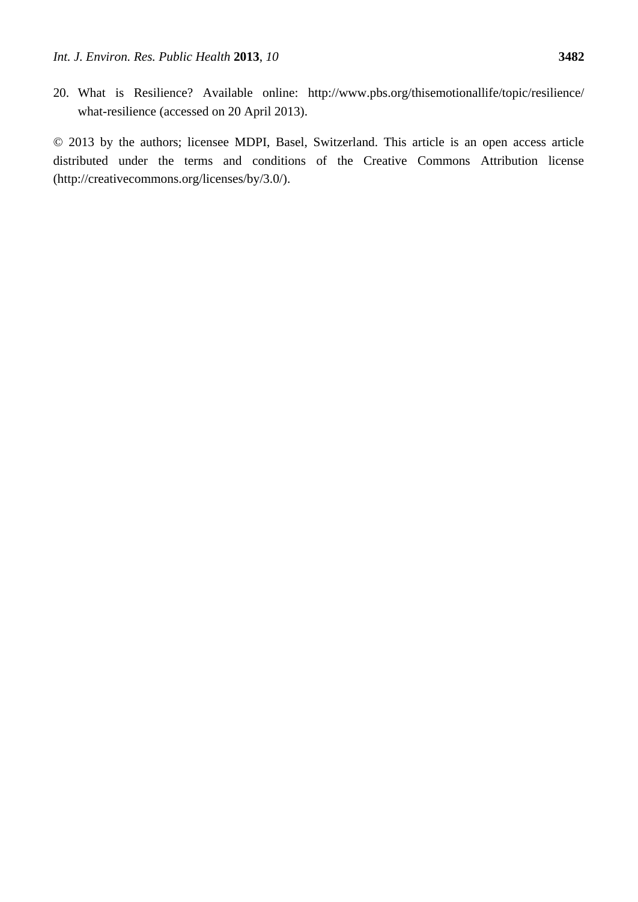20. What is Resilience? Available online: http://www.pbs.org/thisemotionallife/topic/resilience/what-resilience (accessed on 20 April 2013).

© 2013 by the authors; licensee MDPI, Basel, Switzerland. This article is an open access article distributed under the terms and conditions of the Creative Commons Attribution license (http://creativecommons.org/licenses/by/3.0/).